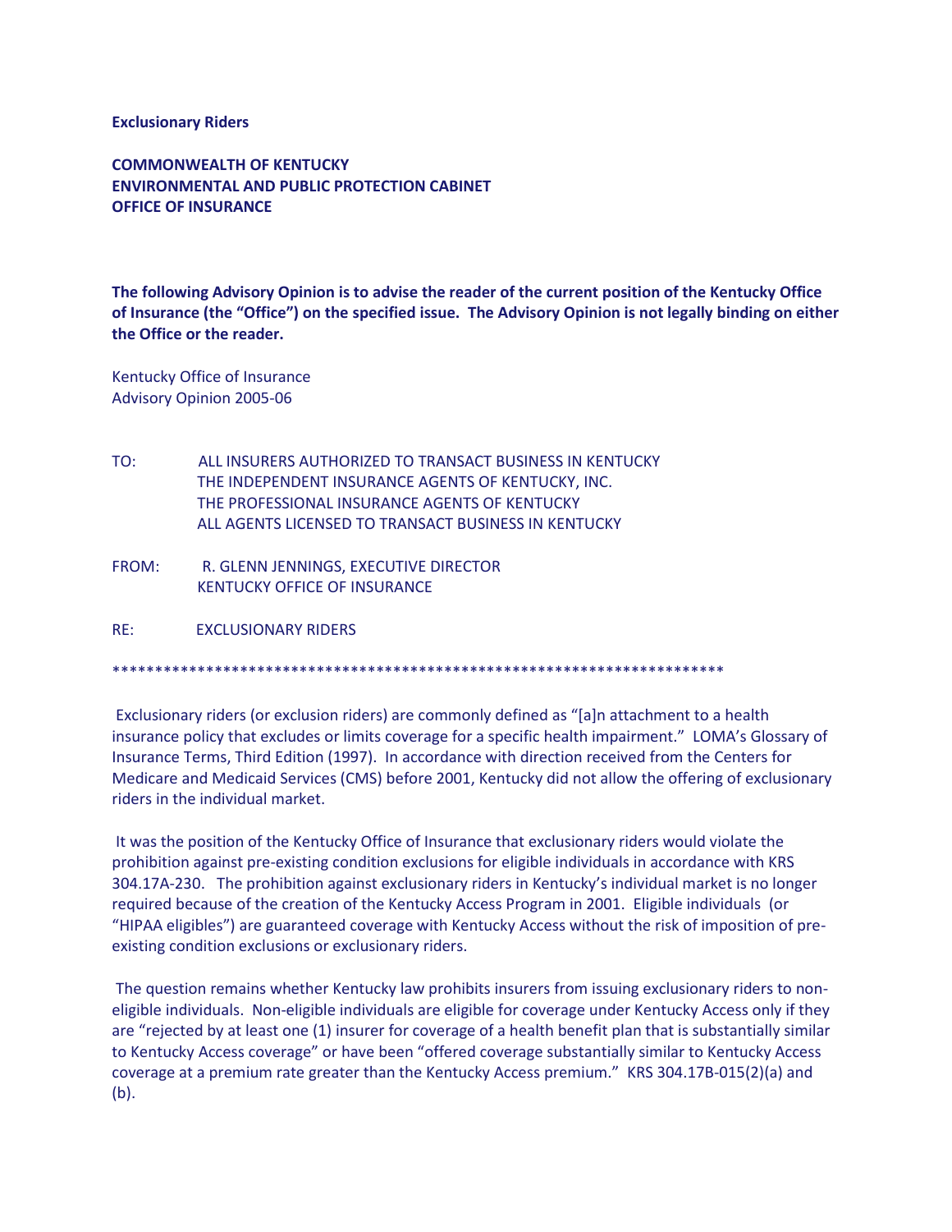**Exclusionary Riders**

**COMMONWEALTH OF KENTUCKY**
**ENVIRONMENTAL AND PUBLIC PROTECTION CABINET**
**OFFICE OF INSURANCE**

**The following Advisory Opinion is to advise the reader of the current position of the Kentucky Office of Insurance (the "Office") on the specified issue. The Advisory Opinion is not legally binding on either the Office or the reader.**

Kentucky Office of Insurance
Advisory Opinion 2005-06

TO: ALL INSURERS AUTHORIZED TO TRANSACT BUSINESS IN KENTUCKY
THE INDEPENDENT INSURANCE AGENTS OF KENTUCKY, INC.
THE PROFESSIONAL INSURANCE AGENTS OF KENTUCKY
ALL AGENTS LICENSED TO TRANSACT BUSINESS IN KENTUCKY

FROM: R. GLENN JENNINGS, EXECUTIVE DIRECTOR
KENTUCKY OFFICE OF INSURANCE

RE: EXCLUSIONARY RIDERS

*************************************************************************

Exclusionary riders (or exclusion riders) are commonly defined as "[a]n attachment to a health insurance policy that excludes or limits coverage for a specific health impairment." LOMA's Glossary of Insurance Terms, Third Edition (1997). In accordance with direction received from the Centers for Medicare and Medicaid Services (CMS) before 2001, Kentucky did not allow the offering of exclusionary riders in the individual market.

It was the position of the Kentucky Office of Insurance that exclusionary riders would violate the prohibition against pre-existing condition exclusions for eligible individuals in accordance with KRS 304.17A-230. The prohibition against exclusionary riders in Kentucky's individual market is no longer required because of the creation of the Kentucky Access Program in 2001. Eligible individuals (or "HIPAA eligibles") are guaranteed coverage with Kentucky Access without the risk of imposition of pre-existing condition exclusions or exclusionary riders.

The question remains whether Kentucky law prohibits insurers from issuing exclusionary riders to non-eligible individuals. Non-eligible individuals are eligible for coverage under Kentucky Access only if they are "rejected by at least one (1) insurer for coverage of a health benefit plan that is substantially similar to Kentucky Access coverage" or have been "offered coverage substantially similar to Kentucky Access coverage at a premium rate greater than the Kentucky Access premium." KRS 304.17B-015(2)(a) and (b).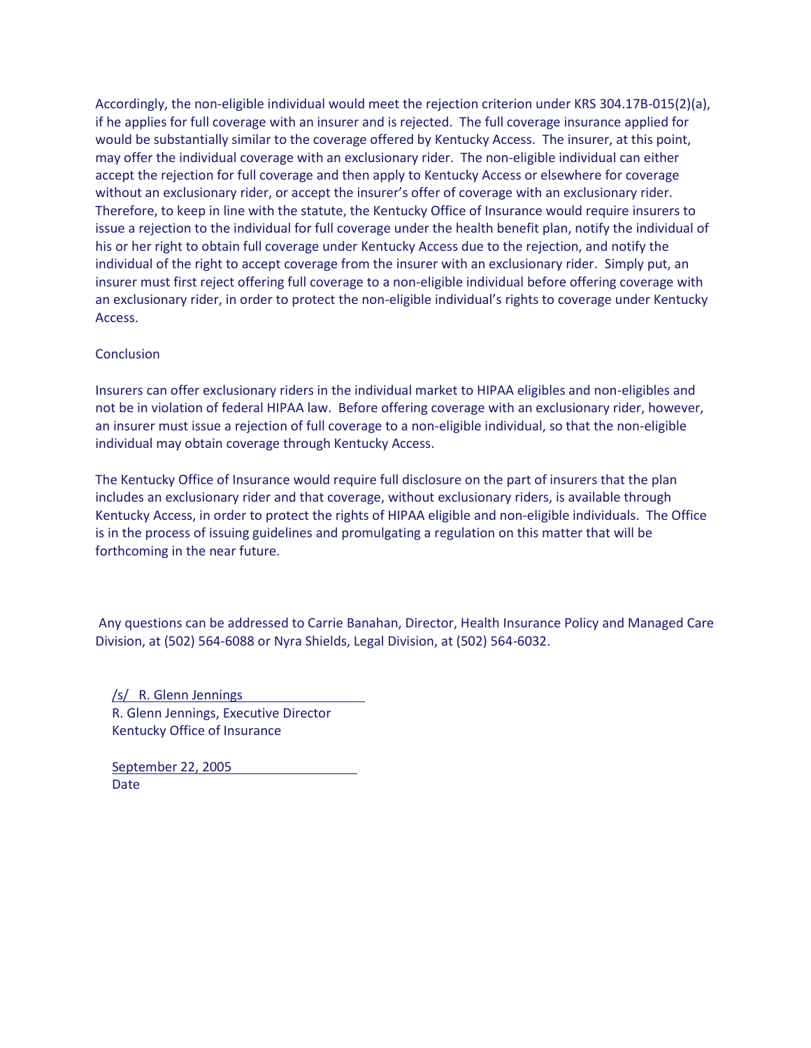Accordingly, the non-eligible individual would meet the rejection criterion under KRS 304.17B-015(2)(a), if he applies for full coverage with an insurer and is rejected. The full coverage insurance applied for would be substantially similar to the coverage offered by Kentucky Access. The insurer, at this point, may offer the individual coverage with an exclusionary rider. The non-eligible individual can either accept the rejection for full coverage and then apply to Kentucky Access or elsewhere for coverage without an exclusionary rider, or accept the insurer's offer of coverage with an exclusionary rider. Therefore, to keep in line with the statute, the Kentucky Office of Insurance would require insurers to issue a rejection to the individual for full coverage under the health benefit plan, notify the individual of his or her right to obtain full coverage under Kentucky Access due to the rejection, and notify the individual of the right to accept coverage from the insurer with an exclusionary rider. Simply put, an insurer must first reject offering full coverage to a non-eligible individual before offering coverage with an exclusionary rider, in order to protect the non-eligible individual's rights to coverage under Kentucky Access.

Conclusion

Insurers can offer exclusionary riders in the individual market to HIPAA eligibles and non-eligibles and not be in violation of federal HIPAA law. Before offering coverage with an exclusionary rider, however, an insurer must issue a rejection of full coverage to a non-eligible individual, so that the non-eligible individual may obtain coverage through Kentucky Access.

The Kentucky Office of Insurance would require full disclosure on the part of insurers that the plan includes an exclusionary rider and that coverage, without exclusionary riders, is available through Kentucky Access, in order to protect the rights of HIPAA eligible and non-eligible individuals. The Office is in the process of issuing guidelines and promulgating a regulation on this matter that will be forthcoming in the near future.

Any questions can be addressed to Carrie Banahan, Director, Health Insurance Policy and Managed Care Division, at (502) 564-6088 or Nyra Shields, Legal Division, at (502) 564-6032.

/s/ R. Glenn Jennings
R. Glenn Jennings, Executive Director
Kentucky Office of Insurance

September 22, 2005
Date